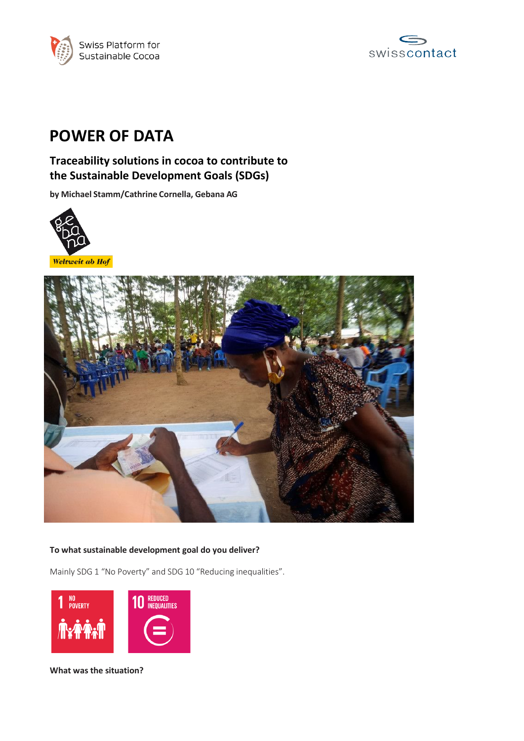Swiss Platform for Sustainable Cocoa

swisscontact

# POWER OF DATA

## Traceability solutions in cocoa to contribute to the Sustainable Development Goals (SDGs)

**by Michael Stamm/Cathrine Cornella, Gebana AG**

gebana

Weltweit ab Hof

**To what sustainable development goal do you deliver?**

Mainly SDG 1 “No Poverty” and SDG 10 “Reducing inequalities”.

1 NO POVERTY

10 REDUCED INEQUALITIES

**What was the situation?**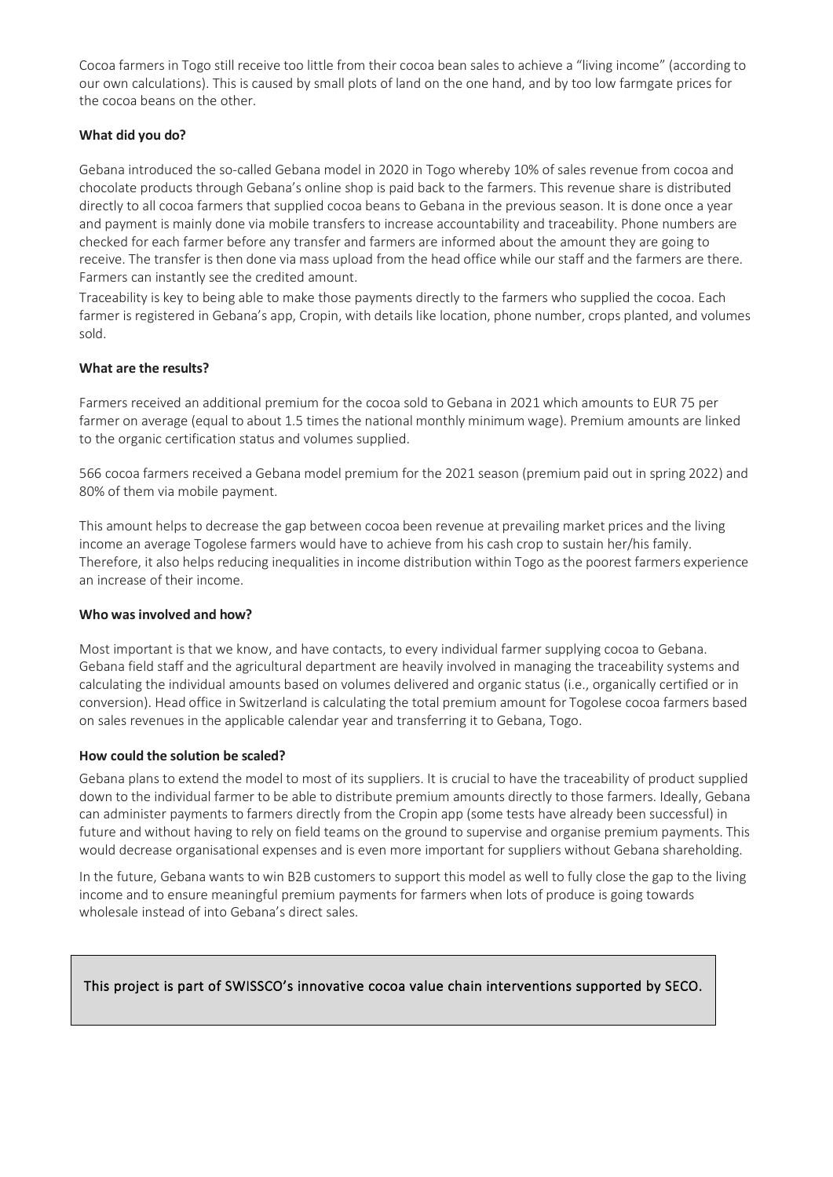Cocoa farmers in Togo still receive too little from their cocoa bean sales to achieve a "living income" (according to our own calculations). This is caused by small plots of land on the one hand, and by too low farmgate prices for the cocoa beans on the other.

**What did you do?**

Gebana introduced the so-called Gebana model in 2020 in Togo whereby 10% of sales revenue from cocoa and chocolate products through Gebana's online shop is paid back to the farmers. This revenue share is distributed directly to all cocoa farmers that supplied cocoa beans to Gebana in the previous season. It is done once a year and payment is mainly done via mobile transfers to increase accountability and traceability. Phone numbers are checked for each farmer before any transfer and farmers are informed about the amount they are going to receive. The transfer is then done via mass upload from the head office while our staff and the farmers are there. Farmers can instantly see the credited amount.

Traceability is key to being able to make those payments directly to the farmers who supplied the cocoa. Each farmer is registered in Gebana's app, Cropin, with details like location, phone number, crops planted, and volumes sold.

**What are the results?**

Farmers received an additional premium for the cocoa sold to Gebana in 2021 which amounts to EUR 75 per farmer on average (equal to about 1.5 times the national monthly minimum wage). Premium amounts are linked to the organic certification status and volumes supplied.

566 cocoa farmers received a Gebana model premium for the 2021 season (premium paid out in spring 2022) and 80% of them via mobile payment.

This amount helps to decrease the gap between cocoa been revenue at prevailing market prices and the living income an average Togolese farmers would have to achieve from his cash crop to sustain her/his family. Therefore, it also helps reducing inequalities in income distribution within Togo as the poorest farmers experience an increase of their income.

**Who was involved and how?**

Most important is that we know, and have contacts, to every individual farmer supplying cocoa to Gebana. Gebana field staff and the agricultural department are heavily involved in managing the traceability systems and calculating the individual amounts based on volumes delivered and organic status (i.e., organically certified or in conversion). Head office in Switzerland is calculating the total premium amount for Togolese cocoa farmers based on sales revenues in the applicable calendar year and transferring it to Gebana, Togo.

**How could the solution be scaled?**

Gebana plans to extend the model to most of its suppliers. It is crucial to have the traceability of product supplied down to the individual farmer to be able to distribute premium amounts directly to those farmers. Ideally, Gebana can administer payments to farmers directly from the Cropin app (some tests have already been successful) in future and without having to rely on field teams on the ground to supervise and organise premium payments. This would decrease organisational expenses and is even more important for suppliers without Gebana shareholding.

In the future, Gebana wants to win B2B customers to support this model as well to fully close the gap to the living income and to ensure meaningful premium payments for farmers when lots of produce is going towards wholesale instead of into Gebana's direct sales.

This project is part of SWISSCO's innovative cocoa value chain interventions supported by SECO.